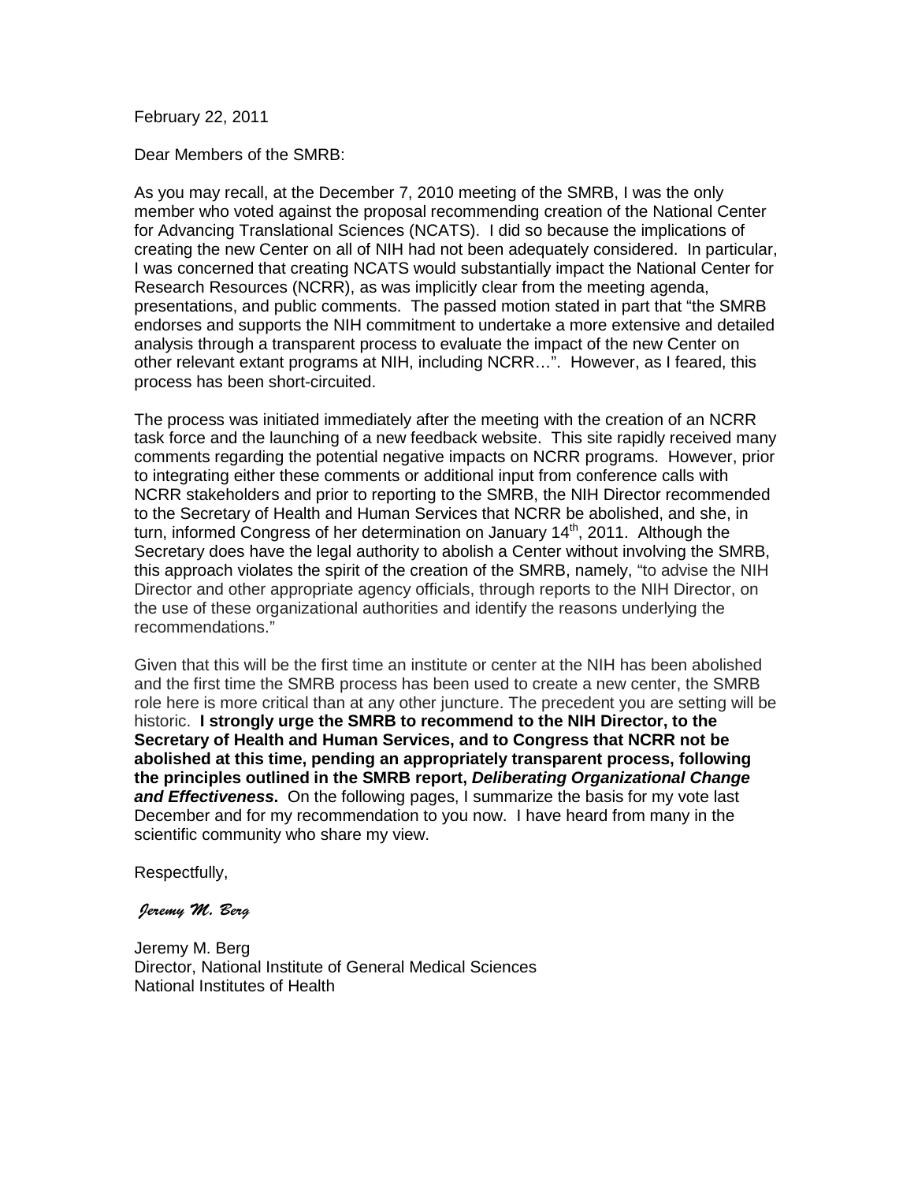February 22, 2011

Dear Members of the SMRB:

As you may recall, at the December 7, 2010 meeting of the SMRB, I was the only member who voted against the proposal recommending creation of the National Center for Advancing Translational Sciences (NCATS). I did so because the implications of creating the new Center on all of NIH had not been adequately considered. In particular, I was concerned that creating NCATS would substantially impact the National Center for Research Resources (NCRR), as was implicitly clear from the meeting agenda, presentations, and public comments. The passed motion stated in part that "the SMRB endorses and supports the NIH commitment to undertake a more extensive and detailed analysis through a transparent process to evaluate the impact of the new Center on other relevant extant programs at NIH, including NCRR…". However, as I feared, this process has been short-circuited.

The process was initiated immediately after the meeting with the creation of an NCRR task force and the launching of a new feedback website. This site rapidly received many comments regarding the potential negative impacts on NCRR programs. However, prior to integrating either these comments or additional input from conference calls with NCRR stakeholders and prior to reporting to the SMRB, the NIH Director recommended to the Secretary of Health and Human Services that NCRR be abolished, and she, in turn, informed Congress of her determination on January 14th, 2011. Although the Secretary does have the legal authority to abolish a Center without involving the SMRB, this approach violates the spirit of the creation of the SMRB, namely, "to advise the NIH Director and other appropriate agency officials, through reports to the NIH Director, on the use of these organizational authorities and identify the reasons underlying the recommendations."

Given that this will be the first time an institute or center at the NIH has been abolished and the first time the SMRB process has been used to create a new center, the SMRB role here is more critical than at any other juncture. The precedent you are setting will be historic. **I strongly urge the SMRB to recommend to the NIH Director, to the Secretary of Health and Human Services, and to Congress that NCRR not be abolished at this time, pending an appropriately transparent process, following the principles outlined in the SMRB report, *Deliberating Organizational Change and Effectiveness*.** On the following pages, I summarize the basis for my vote last December and for my recommendation to you now. I have heard from many in the scientific community who share my view.

Respectfully,

*Jeremy M. Berg*

Jeremy M. Berg
Director, National Institute of General Medical Sciences
National Institutes of Health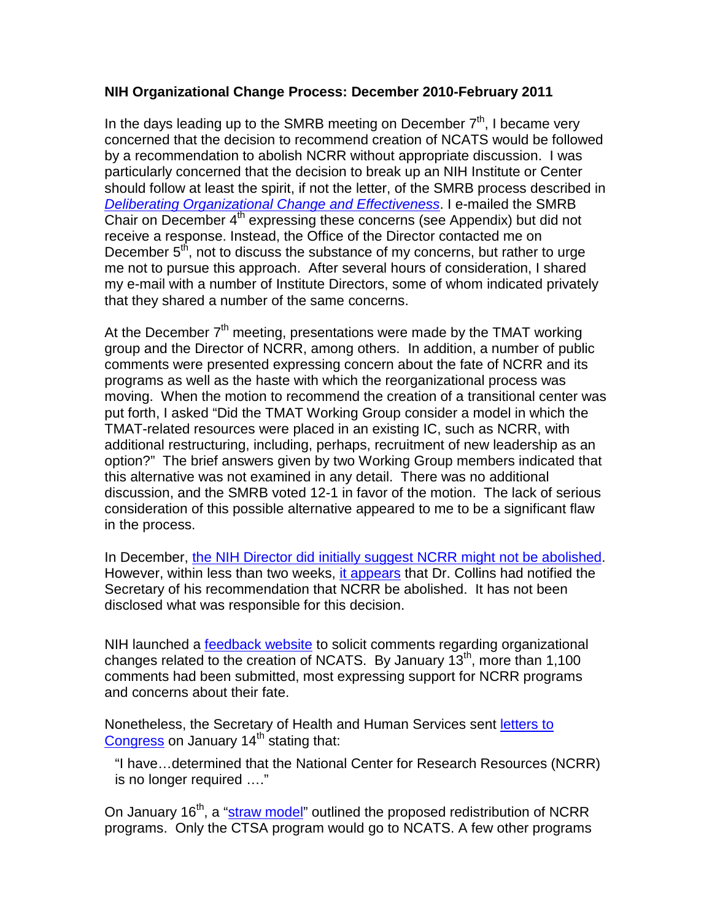**NIH Organizational Change Process: December 2010-February 2011**

In the days leading up to the SMRB meeting on December 7th, I became very concerned that the decision to recommend creation of NCATS would be followed by a recommendation to abolish NCRR without appropriate discussion. I was particularly concerned that the decision to break up an NIH Institute or Center should follow at least the spirit, if not the letter, of the SMRB process described in *Deliberating Organizational Change and Effectiveness*. I e-mailed the SMRB Chair on December 4th expressing these concerns (see Appendix) but did not receive a response. Instead, the Office of the Director contacted me on December 5th, not to discuss the substance of my concerns, but rather to urge me not to pursue this approach. After several hours of consideration, I shared my e-mail with a number of Institute Directors, some of whom indicated privately that they shared a number of the same concerns.

At the December 7th meeting, presentations were made by the TMAT working group and the Director of NCRR, among others. In addition, a number of public comments were presented expressing concern about the fate of NCRR and its programs as well as the haste with which the reorganizational process was moving. When the motion to recommend the creation of a transitional center was put forth, I asked "Did the TMAT Working Group consider a model in which the TMAT-related resources were placed in an existing IC, such as NCRR, with additional restructuring, including, perhaps, recruitment of new leadership as an option?" The brief answers given by two Working Group members indicated that this alternative was not examined in any detail. There was no additional discussion, and the SMRB voted 12-1 in favor of the motion. The lack of serious consideration of this possible alternative appeared to me to be a significant flaw in the process.

In December, the NIH Director did initially suggest NCRR might not be abolished. However, within less than two weeks, it appears that Dr. Collins had notified the Secretary of his recommendation that NCRR be abolished. It has not been disclosed what was responsible for this decision.

NIH launched a feedback website to solicit comments regarding organizational changes related to the creation of NCATS. By January 13th, more than 1,100 comments had been submitted, most expressing support for NCRR programs and concerns about their fate.

Nonetheless, the Secretary of Health and Human Services sent letters to Congress on January 14th stating that:

> "I have…determined that the National Center for Research Resources (NCRR) is no longer required …."

On January 16th, a "straw model" outlined the proposed redistribution of NCRR programs. Only the CTSA program would go to NCATS. A few other programs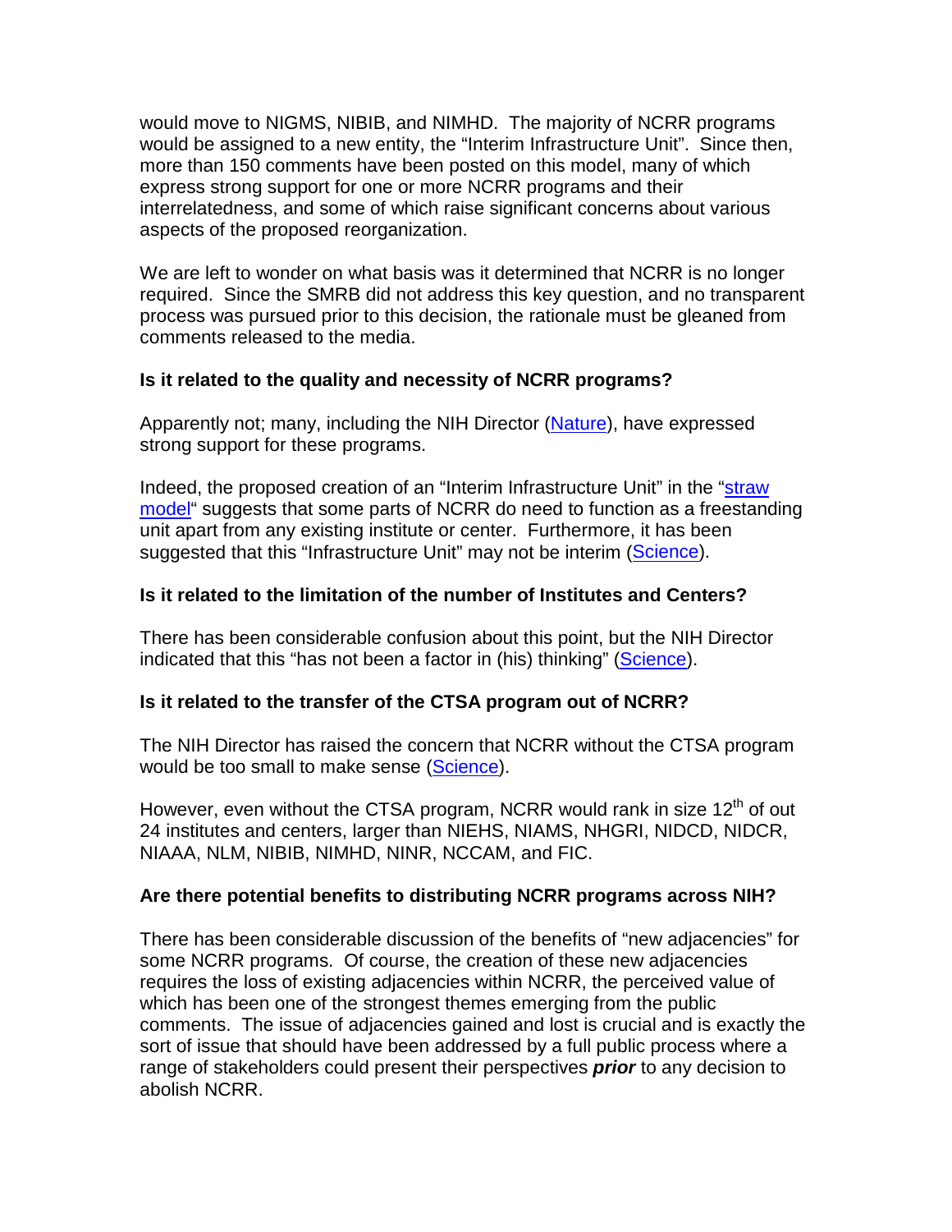would move to NIGMS, NIBIB, and NIMHD. The majority of NCRR programs would be assigned to a new entity, the "Interim Infrastructure Unit". Since then, more than 150 comments have been posted on this model, many of which express strong support for one or more NCRR programs and their interrelatedness, and some of which raise significant concerns about various aspects of the proposed reorganization.

We are left to wonder on what basis was it determined that NCRR is no longer required. Since the SMRB did not address this key question, and no transparent process was pursued prior to this decision, the rationale must be gleaned from comments released to the media.

**Is it related to the quality and necessity of NCRR programs?**

Apparently not; many, including the NIH Director (Nature), have expressed strong support for these programs.

Indeed, the proposed creation of an "Interim Infrastructure Unit" in the "straw model" suggests that some parts of NCRR do need to function as a freestanding unit apart from any existing institute or center. Furthermore, it has been suggested that this "Infrastructure Unit" may not be interim (Science).

**Is it related to the limitation of the number of Institutes and Centers?**

There has been considerable confusion about this point, but the NIH Director indicated that this "has not been a factor in (his) thinking" (Science).

**Is it related to the transfer of the CTSA program out of NCRR?**

The NIH Director has raised the concern that NCRR without the CTSA program would be too small to make sense (Science).

However, even without the CTSA program, NCRR would rank in size 12th of out 24 institutes and centers, larger than NIEHS, NIAMS, NHGRI, NIDCD, NIDCR, NIAAA, NLM, NIBIB, NIMHD, NINR, NCCAM, and FIC.

**Are there potential benefits to distributing NCRR programs across NIH?**

There has been considerable discussion of the benefits of "new adjacencies" for some NCRR programs. Of course, the creation of these new adjacencies requires the loss of existing adjacencies within NCRR, the perceived value of which has been one of the strongest themes emerging from the public comments. The issue of adjacencies gained and lost is crucial and is exactly the sort of issue that should have been addressed by a full public process where a range of stakeholders could present their perspectives ***prior*** to any decision to abolish NCRR.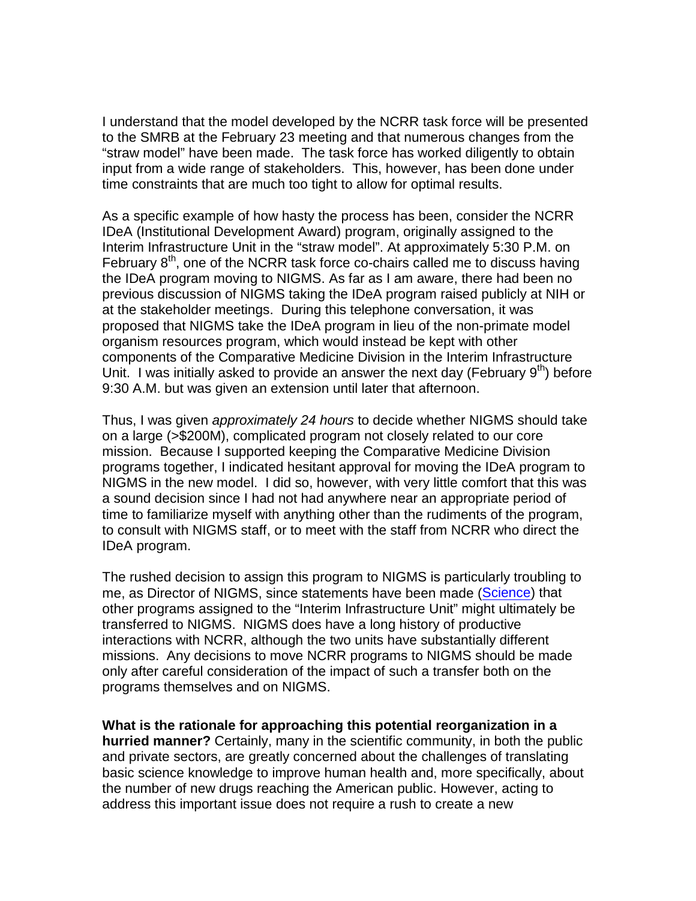I understand that the model developed by the NCRR task force will be presented to the SMRB at the February 23 meeting and that numerous changes from the "straw model" have been made. The task force has worked diligently to obtain input from a wide range of stakeholders. This, however, has been done under time constraints that are much too tight to allow for optimal results.

As a specific example of how hasty the process has been, consider the NCRR IDeA (Institutional Development Award) program, originally assigned to the Interim Infrastructure Unit in the "straw model". At approximately 5:30 P.M. on February 8th, one of the NCRR task force co-chairs called me to discuss having the IDeA program moving to NIGMS. As far as I am aware, there had been no previous discussion of NIGMS taking the IDeA program raised publicly at NIH or at the stakeholder meetings. During this telephone conversation, it was proposed that NIGMS take the IDeA program in lieu of the non-primate model organism resources program, which would instead be kept with other components of the Comparative Medicine Division in the Interim Infrastructure Unit. I was initially asked to provide an answer the next day (February 9th) before 9:30 A.M. but was given an extension until later that afternoon.

Thus, I was given *approximately 24 hours* to decide whether NIGMS should take on a large (>$200M), complicated program not closely related to our core mission. Because I supported keeping the Comparative Medicine Division programs together, I indicated hesitant approval for moving the IDeA program to NIGMS in the new model. I did so, however, with very little comfort that this was a sound decision since I had not had anywhere near an appropriate period of time to familiarize myself with anything other than the rudiments of the program, to consult with NIGMS staff, or to meet with the staff from NCRR who direct the IDeA program.

The rushed decision to assign this program to NIGMS is particularly troubling to me, as Director of NIGMS, since statements have been made (Science) that other programs assigned to the "Interim Infrastructure Unit" might ultimately be transferred to NIGMS. NIGMS does have a long history of productive interactions with NCRR, although the two units have substantially different missions. Any decisions to move NCRR programs to NIGMS should be made only after careful consideration of the impact of such a transfer both on the programs themselves and on NIGMS.

**What is the rationale for approaching this potential reorganization in a hurried manner?** Certainly, many in the scientific community, in both the public and private sectors, are greatly concerned about the challenges of translating basic science knowledge to improve human health and, more specifically, about the number of new drugs reaching the American public. However, acting to address this important issue does not require a rush to create a new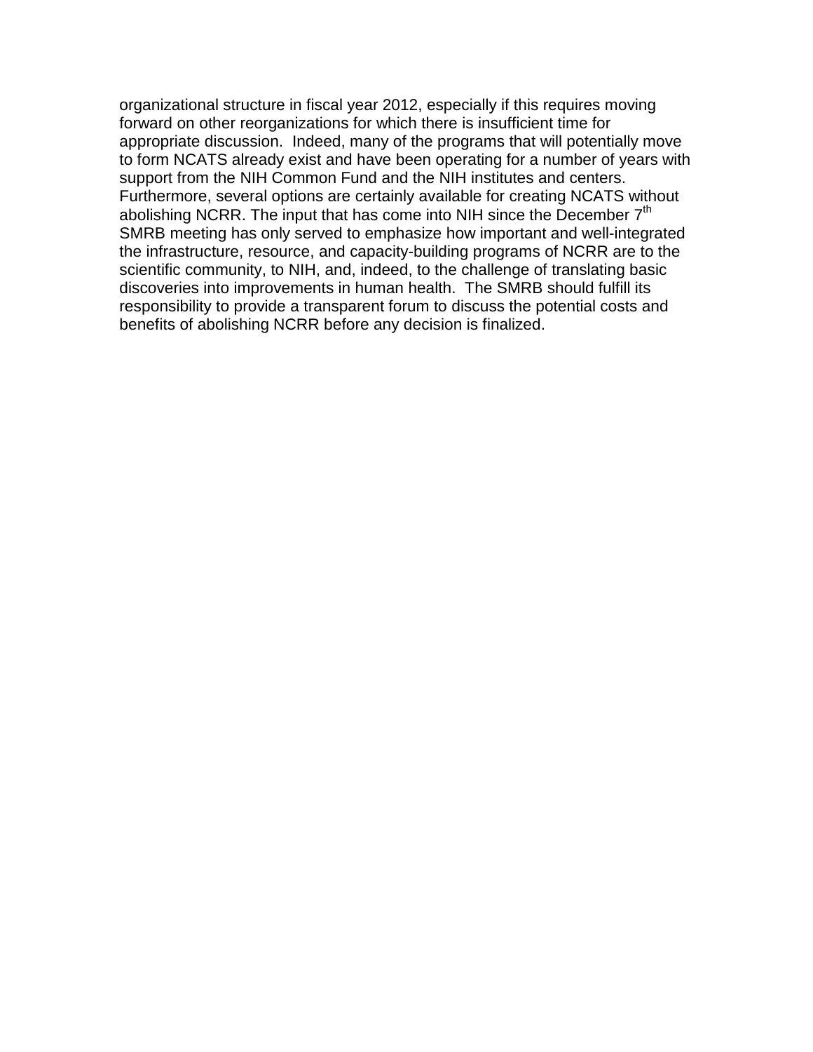organizational structure in fiscal year 2012, especially if this requires moving forward on other reorganizations for which there is insufficient time for appropriate discussion. Indeed, many of the programs that will potentially move to form NCATS already exist and have been operating for a number of years with support from the NIH Common Fund and the NIH institutes and centers. Furthermore, several options are certainly available for creating NCATS without abolishing NCRR. The input that has come into NIH since the December 7th SMRB meeting has only served to emphasize how important and well-integrated the infrastructure, resource, and capacity-building programs of NCRR are to the scientific community, to NIH, and, indeed, to the challenge of translating basic discoveries into improvements in human health. The SMRB should fulfill its responsibility to provide a transparent forum to discuss the potential costs and benefits of abolishing NCRR before any decision is finalized.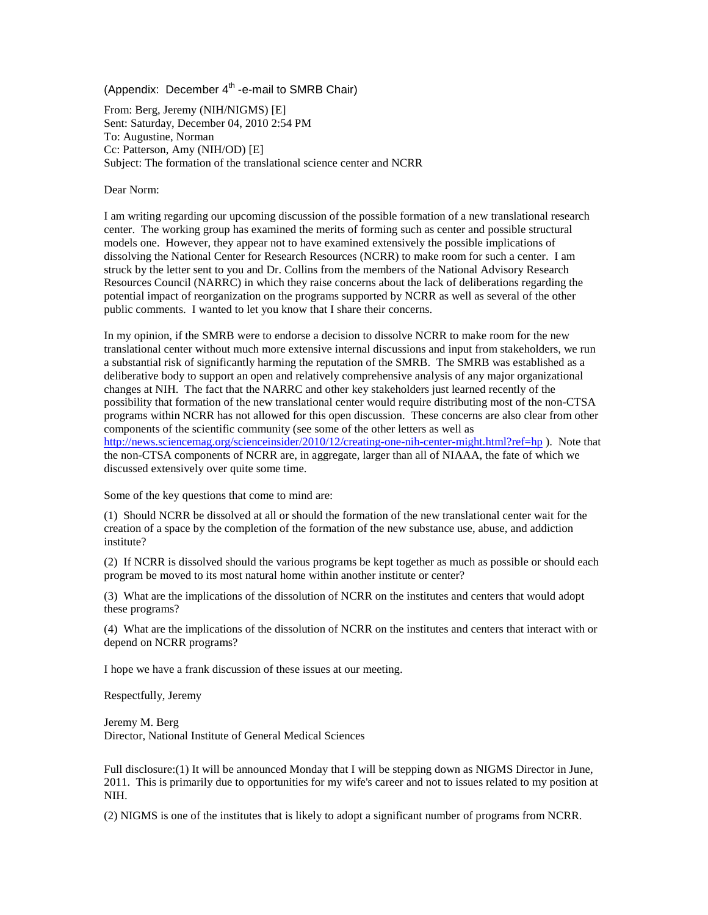(Appendix: December 4th -e-mail to SMRB Chair)

From: Berg, Jeremy (NIH/NIGMS) [E]
Sent: Saturday, December 04, 2010 2:54 PM
To: Augustine, Norman
Cc: Patterson, Amy (NIH/OD) [E]
Subject: The formation of the translational science center and NCRR

Dear Norm:

I am writing regarding our upcoming discussion of the possible formation of a new translational research center. The working group has examined the merits of forming such as center and possible structural models one. However, they appear not to have examined extensively the possible implications of dissolving the National Center for Research Resources (NCRR) to make room for such a center. I am struck by the letter sent to you and Dr. Collins from the members of the National Advisory Research Resources Council (NARRC) in which they raise concerns about the lack of deliberations regarding the potential impact of reorganization on the programs supported by NCRR as well as several of the other public comments. I wanted to let you know that I share their concerns.

In my opinion, if the SMRB were to endorse a decision to dissolve NCRR to make room for the new translational center without much more extensive internal discussions and input from stakeholders, we run a substantial risk of significantly harming the reputation of the SMRB. The SMRB was established as a deliberative body to support an open and relatively comprehensive analysis of any major organizational changes at NIH. The fact that the NARRC and other key stakeholders just learned recently of the possibility that formation of the new translational center would require distributing most of the non-CTSA programs within NCRR has not allowed for this open discussion. These concerns are also clear from other components of the scientific community (see some of the other letters as well as http://news.sciencemag.org/scienceinsider/2010/12/creating-one-nih-center-might.html?ref=hp ). Note that the non-CTSA components of NCRR are, in aggregate, larger than all of NIAAA, the fate of which we discussed extensively over quite some time.

Some of the key questions that come to mind are:

(1) Should NCRR be dissolved at all or should the formation of the new translational center wait for the creation of a space by the completion of the formation of the new substance use, abuse, and addiction institute?

(2) If NCRR is dissolved should the various programs be kept together as much as possible or should each program be moved to its most natural home within another institute or center?

(3) What are the implications of the dissolution of NCRR on the institutes and centers that would adopt these programs?

(4) What are the implications of the dissolution of NCRR on the institutes and centers that interact with or depend on NCRR programs?

I hope we have a frank discussion of these issues at our meeting.

Respectfully, Jeremy

Jeremy M. Berg
Director, National Institute of General Medical Sciences

Full disclosure:(1) It will be announced Monday that I will be stepping down as NIGMS Director in June, 2011. This is primarily due to opportunities for my wife's career and not to issues related to my position at NIH.

(2) NIGMS is one of the institutes that is likely to adopt a significant number of programs from NCRR.